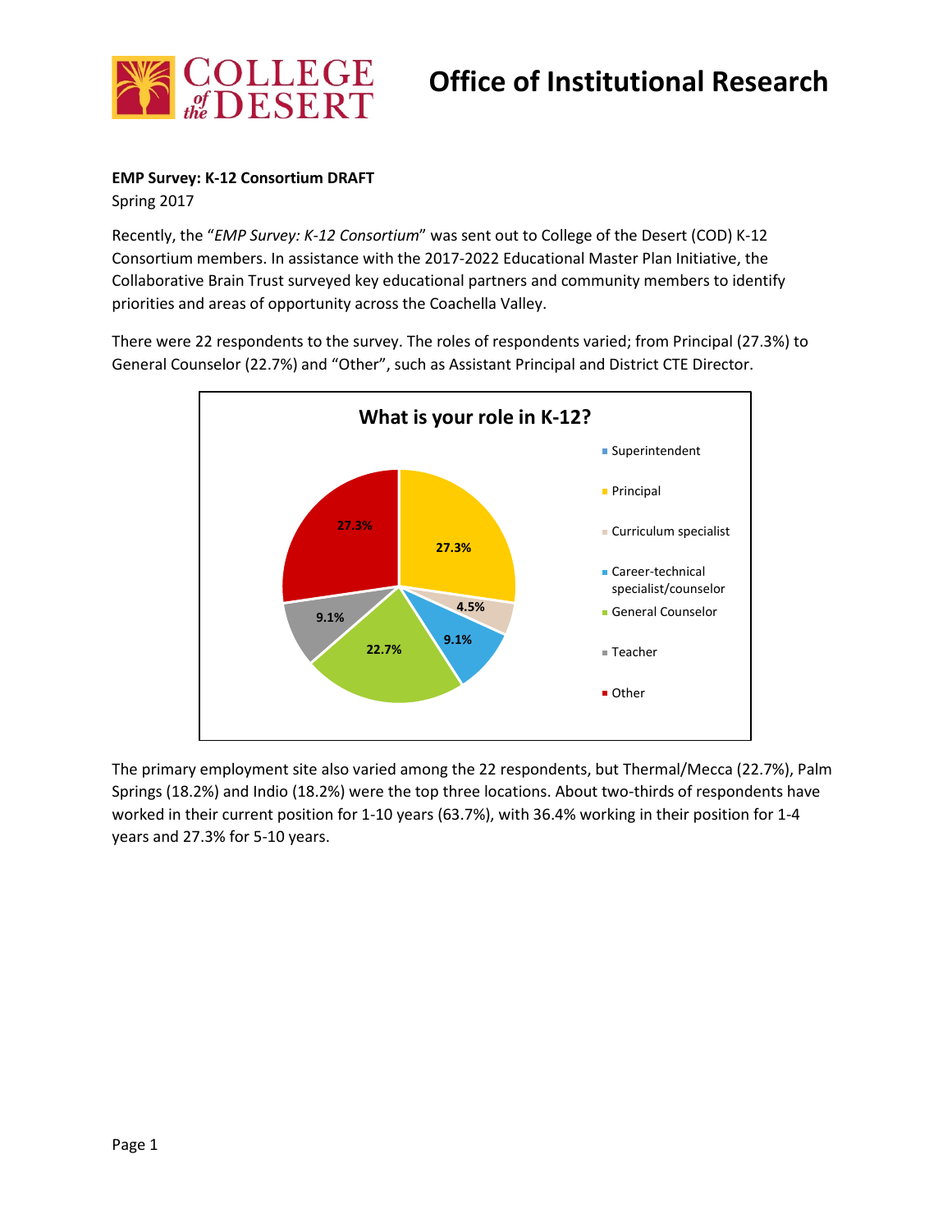# Office of Institutional Research

**EMP Survey: K-12 Consortium DRAFT**

Spring 2017

Recently, the "*EMP Survey: K-12 Consortium*" was sent out to College of the Desert (COD) K-12 Consortium members. In assistance with the 2017-2022 Educational Master Plan Initiative, the Collaborative Brain Trust surveyed key educational partners and community members to identify priorities and areas of opportunity across the Coachella Valley.

There were 22 respondents to the survey. The roles of respondents varied; from Principal (27.3%) to General Counselor (22.7%) and "Other", such as Assistant Principal and District CTE Director.

**What is your role in K-12?**

| Role | Percent |
|---|---|
| Superintendent | |
| Principal | 27.3% |
| Curriculum specialist | 4.5% |
| Career-technical specialist/counselor | 9.1% |
| General Counselor | 22.7% |
| Teacher | 9.1% |
| Other | 27.3% |

The primary employment site also varied among the 22 respondents, but Thermal/Mecca (22.7%), Palm Springs (18.2%) and Indio (18.2%) were the top three locations. About two-thirds of respondents have worked in their current position for 1-10 years (63.7%), with 36.4% working in their position for 1-4 years and 27.3% for 5-10 years.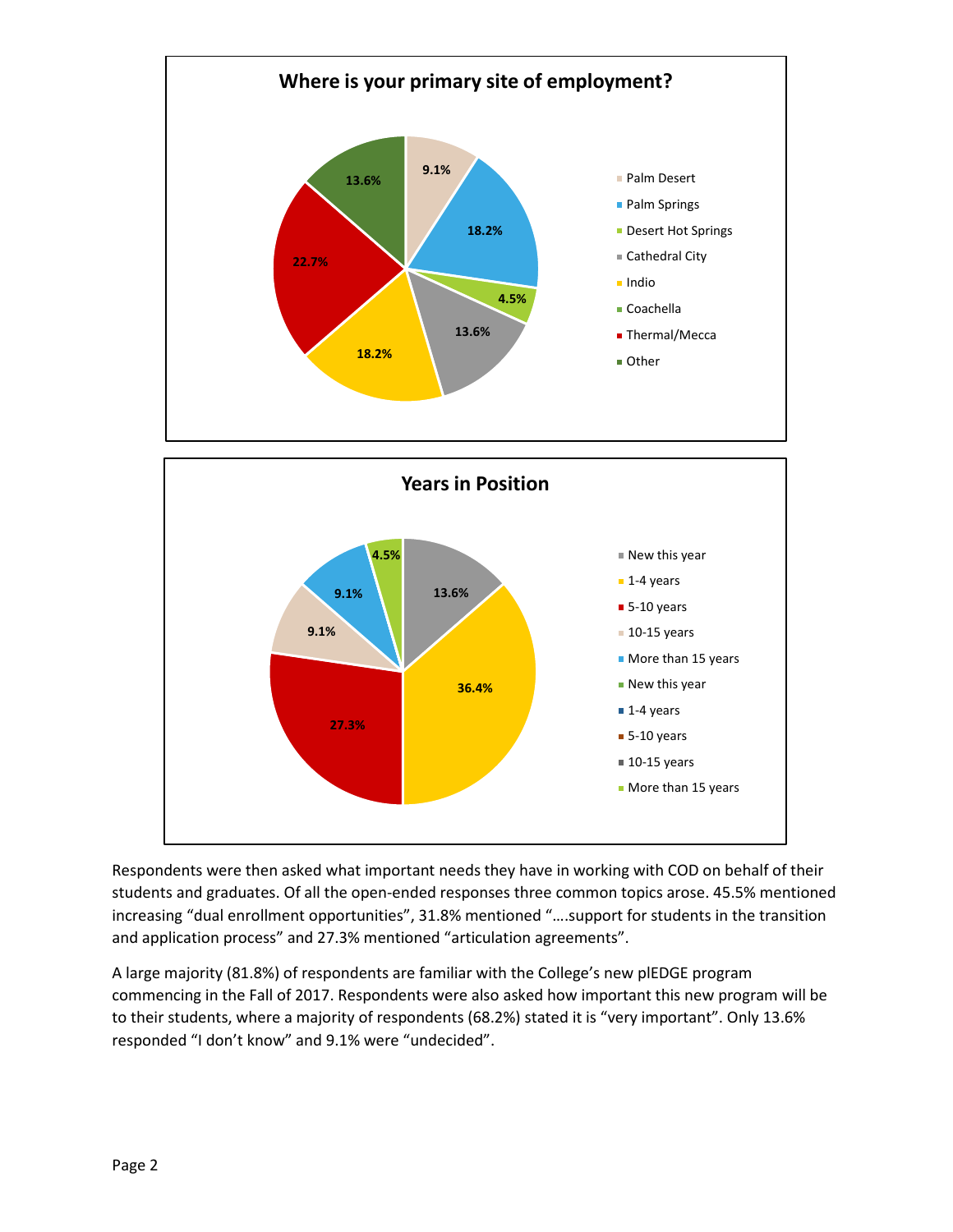**Where is your primary site of employment?**

| Location | Percentage |
| --- | --- |
| Palm Desert | 9.1% |
| Palm Springs | 18.2% |
| Desert Hot Springs | 4.5% |
| Cathedral City | 13.6% |
| Indio | 18.2% |
| Coachella | |
| Thermal/Mecca | 22.7% |
| Other | 13.6% |

**Years in Position**

| Years | Percentage |
| --- | --- |
| New this year | 13.6% |
| 1-4 years | 36.4% |
| 5-10 years | 27.3% |
| 10-15 years | 9.1% |
| More than 15 years | 9.1% |
| New this year | |
| 1-4 years | |
| 5-10 years | |
| 10-15 years | |
| More than 15 years | 4.5% |

Respondents were then asked what important needs they have in working with COD on behalf of their students and graduates. Of all the open-ended responses three common topics arose. 45.5% mentioned increasing "dual enrollment opportunities", 31.8% mentioned "….support for students in the transition and application process" and 27.3% mentioned "articulation agreements".

A large majority (81.8%) of respondents are familiar with the College's new plEDGE program commencing in the Fall of 2017. Respondents were also asked how important this new program will be to their students, where a majority of respondents (68.2%) stated it is "very important". Only 13.6% responded "I don't know" and 9.1% were "undecided".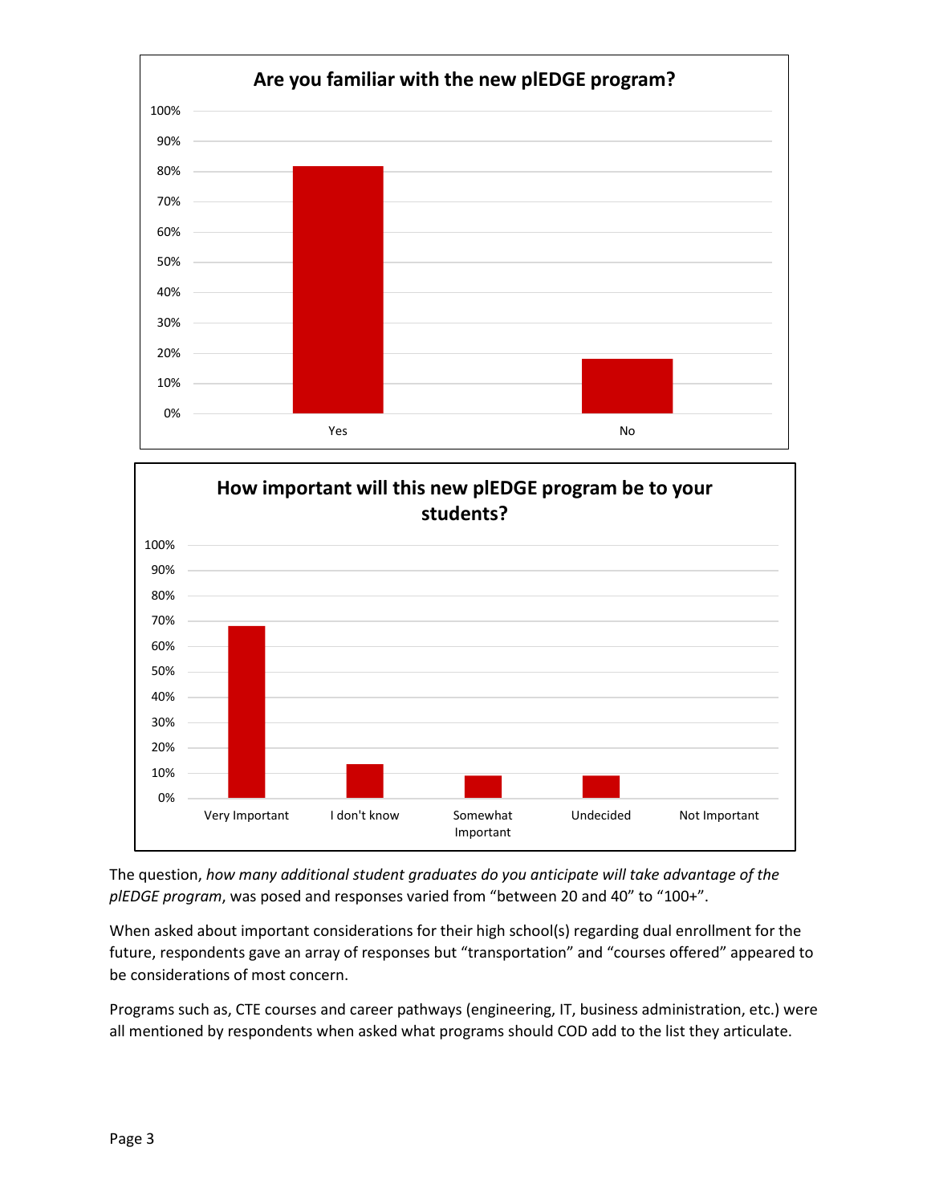**Are you familiar with the new plEDGE program?**

| Response | Percentage |
|---|---|
| Yes | ~82% |
| No | ~18% |

**How important will this new plEDGE program be to your students?**

| Response | Percentage |
|---|---|
| Very Important | ~68% |
| I don't know | ~14% |
| Somewhat Important | ~9% |
| Undecided | ~9% |
| Not Important | 0% |

The question, *how many additional student graduates do you anticipate will take advantage of the plEDGE program*, was posed and responses varied from "between 20 and 40" to "100+".

When asked about important considerations for their high school(s) regarding dual enrollment for the future, respondents gave an array of responses but "transportation" and "courses offered" appeared to be considerations of most concern.

Programs such as, CTE courses and career pathways (engineering, IT, business administration, etc.) were all mentioned by respondents when asked what programs should COD add to the list they articulate.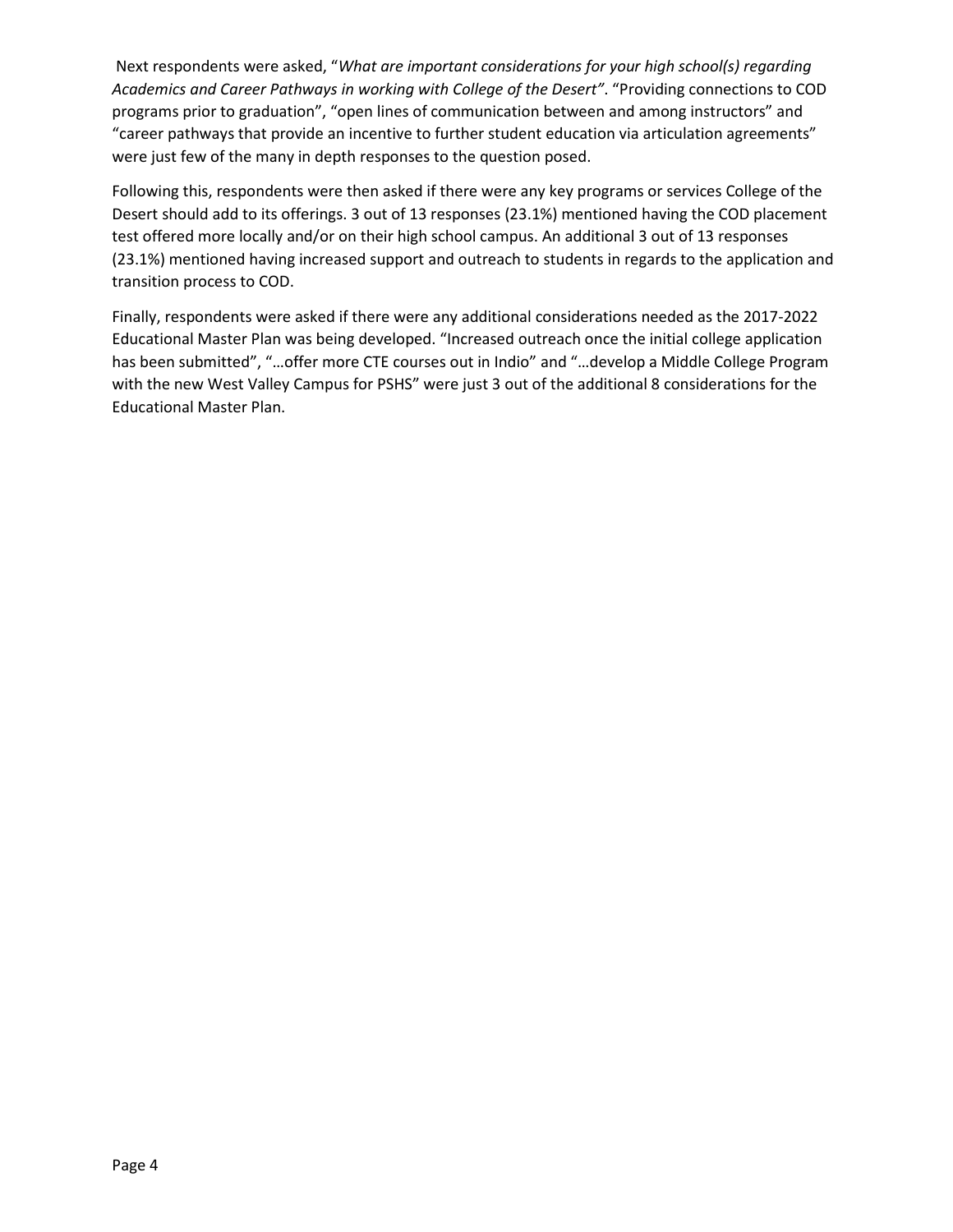Next respondents were asked, "*What are important considerations for your high school(s) regarding Academics and Career Pathways in working with College of the Desert"*. "Providing connections to COD programs prior to graduation", "open lines of communication between and among instructors" and "career pathways that provide an incentive to further student education via articulation agreements" were just few of the many in depth responses to the question posed.

Following this, respondents were then asked if there were any key programs or services College of the Desert should add to its offerings. 3 out of 13 responses (23.1%) mentioned having the COD placement test offered more locally and/or on their high school campus. An additional 3 out of 13 responses (23.1%) mentioned having increased support and outreach to students in regards to the application and transition process to COD.

Finally, respondents were asked if there were any additional considerations needed as the 2017-2022 Educational Master Plan was being developed. "Increased outreach once the initial college application has been submitted", "…offer more CTE courses out in Indio" and "…develop a Middle College Program with the new West Valley Campus for PSHS" were just 3 out of the additional 8 considerations for the Educational Master Plan.